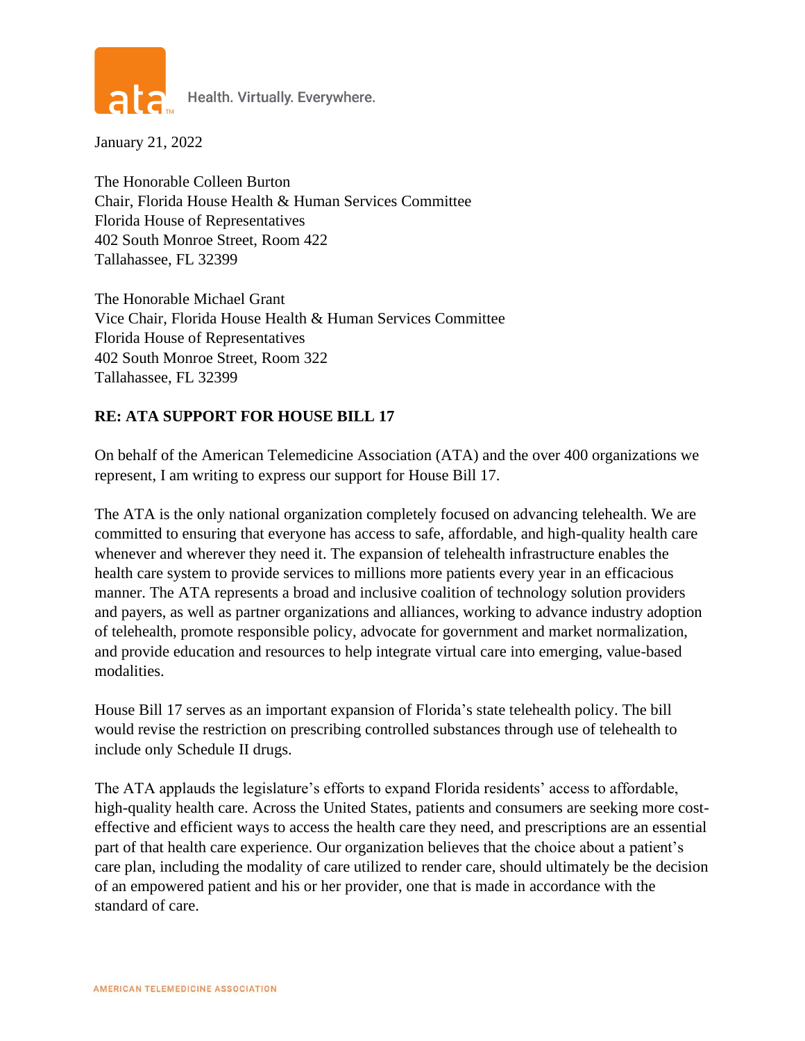Health. Virtually. Everywhere.

January 21, 2022

The Honorable Colleen Burton
Chair, Florida House Health & Human Services Committee
Florida House of Representatives
402 South Monroe Street, Room 422
Tallahassee, FL 32399

The Honorable Michael Grant
Vice Chair, Florida House Health & Human Services Committee
Florida House of Representatives
402 South Monroe Street, Room 322
Tallahassee, FL 32399

**RE: ATA SUPPORT FOR HOUSE BILL 17**

On behalf of the American Telemedicine Association (ATA) and the over 400 organizations we represent, I am writing to express our support for House Bill 17.

The ATA is the only national organization completely focused on advancing telehealth. We are committed to ensuring that everyone has access to safe, affordable, and high-quality health care whenever and wherever they need it. The expansion of telehealth infrastructure enables the health care system to provide services to millions more patients every year in an efficacious manner. The ATA represents a broad and inclusive coalition of technology solution providers and payers, as well as partner organizations and alliances, working to advance industry adoption of telehealth, promote responsible policy, advocate for government and market normalization, and provide education and resources to help integrate virtual care into emerging, value-based modalities.

House Bill 17 serves as an important expansion of Florida's state telehealth policy. The bill would revise the restriction on prescribing controlled substances through use of telehealth to include only Schedule II drugs.

The ATA applauds the legislature's efforts to expand Florida residents' access to affordable, high-quality health care. Across the United States, patients and consumers are seeking more cost-effective and efficient ways to access the health care they need, and prescriptions are an essential part of that health care experience. Our organization believes that the choice about a patient's care plan, including the modality of care utilized to render care, should ultimately be the decision of an empowered patient and his or her provider, one that is made in accordance with the standard of care.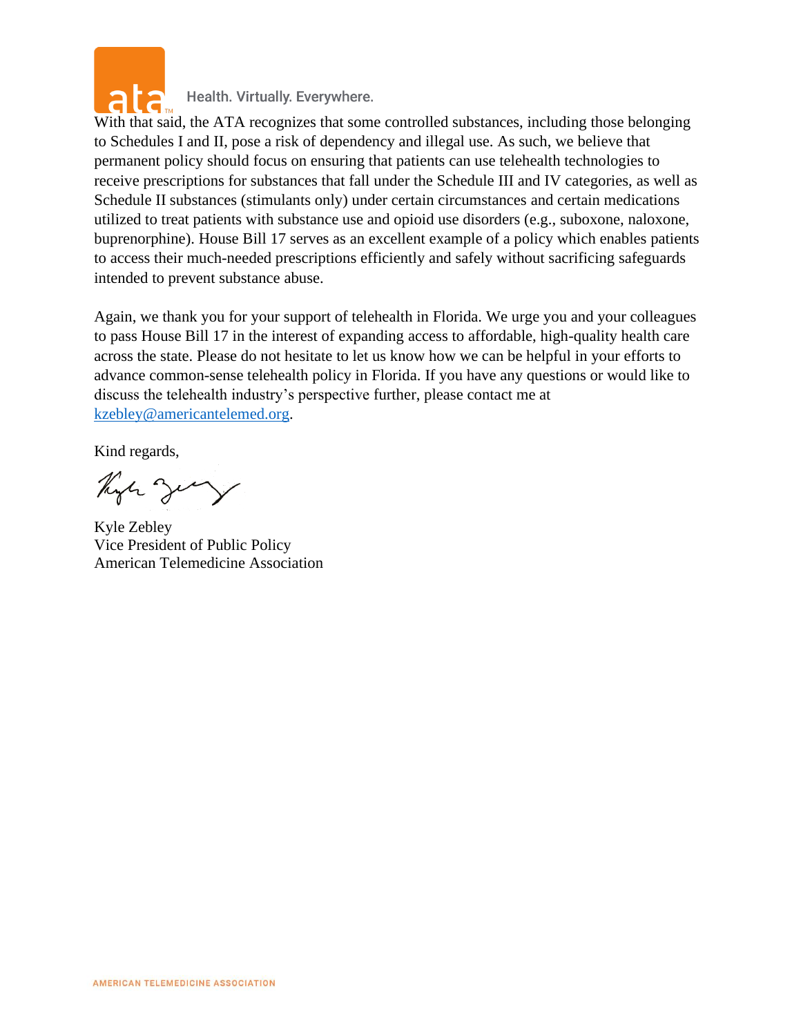With that said, the ATA recognizes that some controlled substances, including those belonging to Schedules I and II, pose a risk of dependency and illegal use. As such, we believe that permanent policy should focus on ensuring that patients can use telehealth technologies to receive prescriptions for substances that fall under the Schedule III and IV categories, as well as Schedule II substances (stimulants only) under certain circumstances and certain medications utilized to treat patients with substance use and opioid use disorders (e.g., suboxone, naloxone, buprenorphine). House Bill 17 serves as an excellent example of a policy which enables patients to access their much-needed prescriptions efficiently and safely without sacrificing safeguards intended to prevent substance abuse.

Again, we thank you for your support of telehealth in Florida. We urge you and your colleagues to pass House Bill 17 in the interest of expanding access to affordable, high-quality health care across the state. Please do not hesitate to let us know how we can be helpful in your efforts to advance common-sense telehealth policy in Florida. If you have any questions or would like to discuss the telehealth industry's perspective further, please contact me at kzebley@americantelemed.org.

Kind regards,

Kyle Zebley
Vice President of Public Policy
American Telemedicine Association